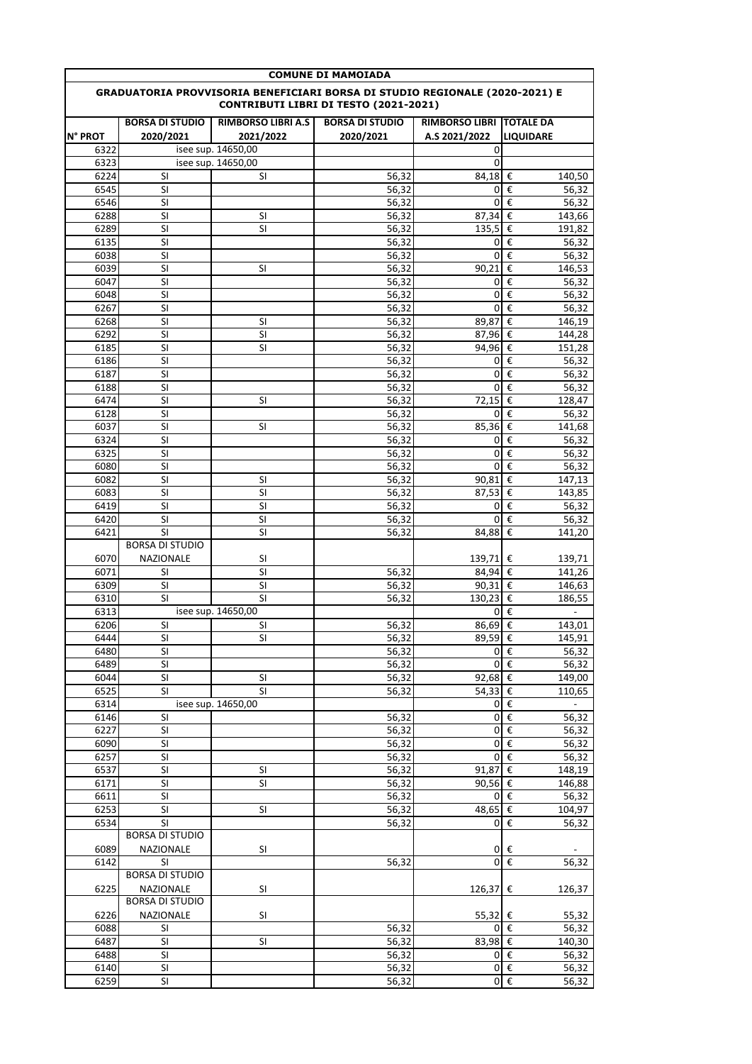**COMUNE DI MAMOIADA**

**GRADUATORIA PROVVISORIA BENEFICIARI BORSA DI STUDIO REGIONALE (2020-2021) E CONTRIBUTI LIBRI DI TESTO (2021-2021)**

| N° PROT | BORSA DI STUDIO 2020/2021 | RIMBORSO LIBRI A.S 2021/2022 | BORSA DI STUDIO 2020/2021 | RIMBORSO LIBRI A.S 2021/2022 | TOTALE DA LIQUIDARE |
|---|---|---|---|---|---|
| 6322 | isee sup. 14650,00 | | | 0 | |
| 6323 | isee sup. 14650,00 | | | 0 | |
| 6224 | SI | SI | 56,32 | 84,18 | € 140,50 |
| 6545 | SI | | 56,32 | 0 | € 56,32 |
| 6546 | SI | | 56,32 | 0 | € 56,32 |
| 6288 | SI | SI | 56,32 | 87,34 | € 143,66 |
| 6289 | SI | SI | 56,32 | 135,5 | € 191,82 |
| 6135 | SI | | 56,32 | 0 | € 56,32 |
| 6038 | SI | | 56,32 | 0 | € 56,32 |
| 6039 | SI | SI | 56,32 | 90,21 | € 146,53 |
| 6047 | SI | | 56,32 | 0 | € 56,32 |
| 6048 | SI | | 56,32 | 0 | € 56,32 |
| 6267 | SI | | 56,32 | 0 | € 56,32 |
| 6268 | SI | SI | 56,32 | 89,87 | € 146,19 |
| 6292 | SI | SI | 56,32 | 87,96 | € 144,28 |
| 6185 | SI | SI | 56,32 | 94,96 | € 151,28 |
| 6186 | SI | | 56,32 | 0 | € 56,32 |
| 6187 | SI | | 56,32 | 0 | € 56,32 |
| 6188 | SI | | 56,32 | 0 | € 56,32 |
| 6474 | SI | SI | 56,32 | 72,15 | € 128,47 |
| 6128 | SI | | 56,32 | 0 | € 56,32 |
| 6037 | SI | SI | 56,32 | 85,36 | € 141,68 |
| 6324 | SI | | 56,32 | 0 | € 56,32 |
| 6325 | SI | | 56,32 | 0 | € 56,32 |
| 6080 | SI | | 56,32 | 0 | € 56,32 |
| 6082 | SI | SI | 56,32 | 90,81 | € 147,13 |
| 6083 | SI | SI | 56,32 | 87,53 | € 143,85 |
| 6419 | SI | SI | 56,32 | 0 | € 56,32 |
| 6420 | SI | SI | 56,32 | 0 | € 56,32 |
| 6421 | SI | SI | 56,32 | 84,88 | € 141,20 |
| 6070 | BORSA DI STUDIO NAZIONALE | SI | | 139,71 | € 139,71 |
| 6071 | SI | SI | 56,32 | 84,94 | € 141,26 |
| 6309 | SI | SI | 56,32 | 90,31 | € 146,63 |
| 6310 | SI | SI | 56,32 | 130,23 | € 186,55 |
| 6313 | isee sup. 14650,00 | | | 0 | € - |
| 6206 | SI | SI | 56,32 | 86,69 | € 143,01 |
| 6444 | SI | SI | 56,32 | 89,59 | € 145,91 |
| 6480 | SI | | 56,32 | 0 | € 56,32 |
| 6489 | SI | | 56,32 | 0 | € 56,32 |
| 6044 | SI | SI | 56,32 | 92,68 | € 149,00 |
| 6525 | SI | SI | 56,32 | 54,33 | € 110,65 |
| 6314 | isee sup. 14650,00 | | | 0 | € - |
| 6146 | SI | | 56,32 | 0 | € 56,32 |
| 6227 | SI | | 56,32 | 0 | € 56,32 |
| 6090 | SI | | 56,32 | 0 | € 56,32 |
| 6257 | SI | | 56,32 | 0 | € 56,32 |
| 6537 | SI | SI | 56,32 | 91,87 | € 148,19 |
| 6171 | SI | SI | 56,32 | 90,56 | € 146,88 |
| 6611 | SI | | 56,32 | 0 | € 56,32 |
| 6253 | SI | SI | 56,32 | 48,65 | € 104,97 |
| 6534 | SI | | 56,32 | 0 | € 56,32 |
| 6089 | BORSA DI STUDIO NAZIONALE | SI | | 0 | € - |
| 6142 | SI | | 56,32 | 0 | € 56,32 |
| 6225 | BORSA DI STUDIO NAZIONALE | SI | | 126,37 | € 126,37 |
| 6226 | BORSA DI STUDIO NAZIONALE | SI | | 55,32 | € 55,32 |
| 6088 | SI | | 56,32 | 0 | € 56,32 |
| 6487 | SI | SI | 56,32 | 83,98 | € 140,30 |
| 6488 | SI | | 56,32 | 0 | € 56,32 |
| 6140 | SI | | 56,32 | 0 | € 56,32 |
| 6259 | SI | | 56,32 | 0 | € 56,32 |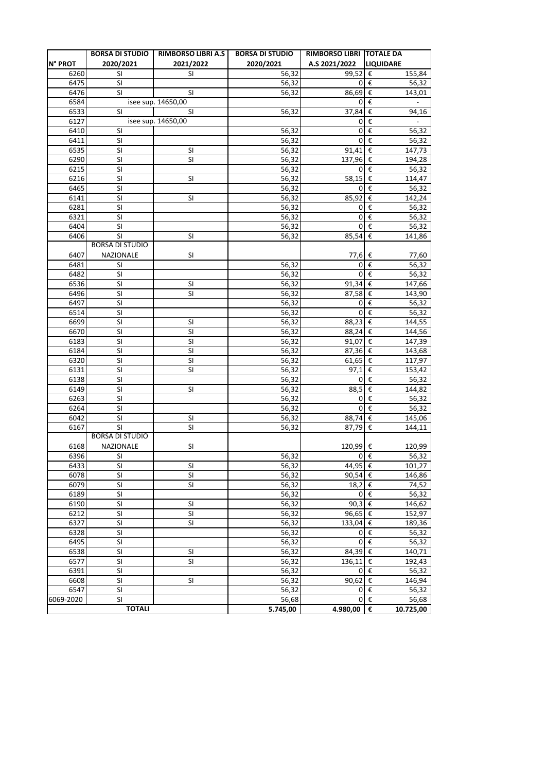| N° PROT | BORSA DI STUDIO 2020/2021 | RIMBORSO LIBRI A.S 2021/2022 | BORSA DI STUDIO 2020/2021 | RIMBORSO LIBRI A.S 2021/2022 | TOTALE DA LIQUIDARE |
|---|---|---|---|---|---|
| 6260 | SI | SI | 56,32 | 99,52 | € 155,84 |
| 6475 | SI | | 56,32 | 0 | € 56,32 |
| 6476 | SI | SI | 56,32 | 86,69 | € 143,01 |
| 6584 | isee sup. 14650,00 | | | 0 | € - |
| 6533 | SI | SI | 56,32 | 37,84 | € 94,16 |
| 6127 | isee sup. 14650,00 | | | 0 | € - |
| 6410 | SI | | 56,32 | 0 | € 56,32 |
| 6411 | SI | | 56,32 | 0 | € 56,32 |
| 6535 | SI | SI | 56,32 | 91,41 | € 147,73 |
| 6290 | SI | SI | 56,32 | 137,96 | € 194,28 |
| 6215 | SI | | 56,32 | 0 | € 56,32 |
| 6216 | SI | SI | 56,32 | 58,15 | € 114,47 |
| 6465 | SI | | 56,32 | 0 | € 56,32 |
| 6141 | SI | SI | 56,32 | 85,92 | € 142,24 |
| 6281 | SI | | 56,32 | 0 | € 56,32 |
| 6321 | SI | | 56,32 | 0 | € 56,32 |
| 6404 | SI | | 56,32 | 0 | € 56,32 |
| 6406 | SI | SI | 56,32 | 85,54 | € 141,86 |
| 6407 | BORSA DI STUDIO NAZIONALE | SI | | 77,6 | € 77,60 |
| 6481 | SI | | 56,32 | 0 | € 56,32 |
| 6482 | SI | | 56,32 | 0 | € 56,32 |
| 6536 | SI | SI | 56,32 | 91,34 | € 147,66 |
| 6496 | SI | SI | 56,32 | 87,58 | € 143,90 |
| 6497 | SI | | 56,32 | 0 | € 56,32 |
| 6514 | SI | | 56,32 | 0 | € 56,32 |
| 6699 | SI | SI | 56,32 | 88,23 | € 144,55 |
| 6670 | SI | SI | 56,32 | 88,24 | € 144,56 |
| 6183 | SI | SI | 56,32 | 91,07 | € 147,39 |
| 6184 | SI | SI | 56,32 | 87,36 | € 143,68 |
| 6320 | SI | SI | 56,32 | 61,65 | € 117,97 |
| 6131 | SI | SI | 56,32 | 97,1 | € 153,42 |
| 6138 | SI | | 56,32 | 0 | € 56,32 |
| 6149 | SI | SI | 56,32 | 88,5 | € 144,82 |
| 6263 | SI | | 56,32 | 0 | € 56,32 |
| 6264 | SI | | 56,32 | 0 | € 56,32 |
| 6042 | SI | SI | 56,32 | 88,74 | € 145,06 |
| 6167 | SI | SI | 56,32 | 87,79 | € 144,11 |
| 6168 | BORSA DI STUDIO NAZIONALE | SI | | 120,99 | € 120,99 |
| 6396 | SI | | 56,32 | 0 | € 56,32 |
| 6433 | SI | SI | 56,32 | 44,95 | € 101,27 |
| 6078 | SI | SI | 56,32 | 90,54 | € 146,86 |
| 6079 | SI | SI | 56,32 | 18,2 | € 74,52 |
| 6189 | SI | | 56,32 | 0 | € 56,32 |
| 6190 | SI | SI | 56,32 | 90,3 | € 146,62 |
| 6212 | SI | SI | 56,32 | 96,65 | € 152,97 |
| 6327 | SI | SI | 56,32 | 133,04 | € 189,36 |
| 6328 | SI | | 56,32 | 0 | € 56,32 |
| 6495 | SI | | 56,32 | 0 | € 56,32 |
| 6538 | SI | SI | 56,32 | 84,39 | € 140,71 |
| 6577 | SI | SI | 56,32 | 136,11 | € 192,43 |
| 6391 | SI | | 56,32 | 0 | € 56,32 |
| 6608 | SI | SI | 56,32 | 90,62 | € 146,94 |
| 6547 | SI | | 56,32 | 0 | € 56,32 |
| 6069-2020 | SI | | 56,68 | 0 | € 56,68 |
| **TOTALI** | | | **5.745,00** | **4.980,00** | **€ 10.725,00** |